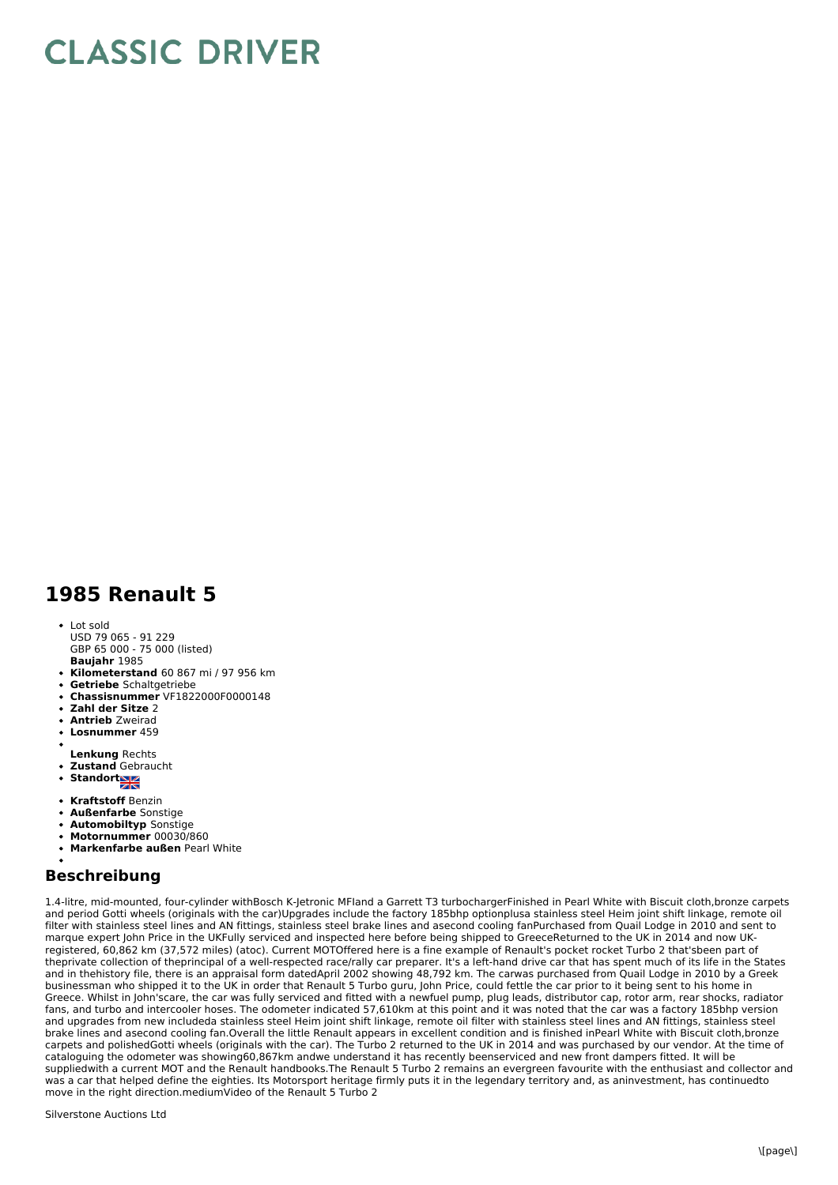# CLASSIC DRIVER

## 1985 Renault 5

- Lot sold
  USD 79 065 - 91 229
  GBP 65 000 - 75 000 (listed)
  **Baujahr** 1985
- **Kilometerstand** 60 867 mi / 97 956 km
- **Getriebe** Schaltgetriebe
- **Chassisnummer** VF1822000F0000148
- **Zahl der Sitze** 2
- **Antrieb** Zweirad
- **Losnummer** 459
- 
  **Lenkung** Rechts
- **Zustand** Gebraucht
- **Standort**
- **Kraftstoff** Benzin
- **Außenfarbe** Sonstige
- **Automobiltyp** Sonstige
- **Motornummer** 00030/860
- **Markenfarbe außen** Pearl White
- 

## Beschreibung

1.4-litre, mid-mounted, four-cylinder withBosch K-Jetronic MFIand a Garrett T3 turbochargerFinished in Pearl White with Biscuit cloth,bronze carpets and period Gotti wheels (originals with the car)Upgrades include the factory 185bhp optionplusa stainless steel Heim joint shift linkage, remote oil filter with stainless steel lines and AN fittings, stainless steel brake lines and asecond cooling fanPurchased from Quail Lodge in 2010 and sent to marque expert John Price in the UKFully serviced and inspected here before being shipped to GreeceReturned to the UK in 2014 and now UK-registered, 60,862 km (37,572 miles) (atoc). Current MOTOffered here is a fine example of Renault's pocket rocket Turbo 2 that'sbeen part of theprivate collection of theprincipal of a well-respected race/rally car preparer. It's a left-hand drive car that has spent much of its life in the States and in thehistory file, there is an appraisal form datedApril 2002 showing 48,792 km. The carwas purchased from Quail Lodge in 2010 by a Greek businessman who shipped it to the UK in order that Renault 5 Turbo guru, John Price, could fettle the car prior to it being sent to his home in Greece. Whilst in John'scare, the car was fully serviced and fitted with a newfuel pump, plug leads, distributor cap, rotor arm, rear shocks, radiator fans, and turbo and intercooler hoses. The odometer indicated 57,610km at this point and it was noted that the car was a factory 185bhp version and upgrades from new includeda stainless steel Heim joint shift linkage, remote oil filter with stainless steel lines and AN fittings, stainless steel brake lines and asecond cooling fan.Overall the little Renault appears in excellent condition and is finished inPearl White with Biscuit cloth,bronze carpets and polishedGotti wheels (originals with the car). The Turbo 2 returned to the UK in 2014 and was purchased by our vendor. At the time of cataloguing the odometer was showing60,867km andwe understand it has recently beenserviced and new front dampers fitted. It will be suppliedwith a current MOT and the Renault handbooks.The Renault 5 Turbo 2 remains an evergreen favourite with the enthusiast and collector and was a car that helped define the eighties. Its Motorsport heritage firmly puts it in the legendary territory and, as aninvestment, has continuedto move in the right direction.mediumVideo of the Renault 5 Turbo 2

Silverstone Auctions Ltd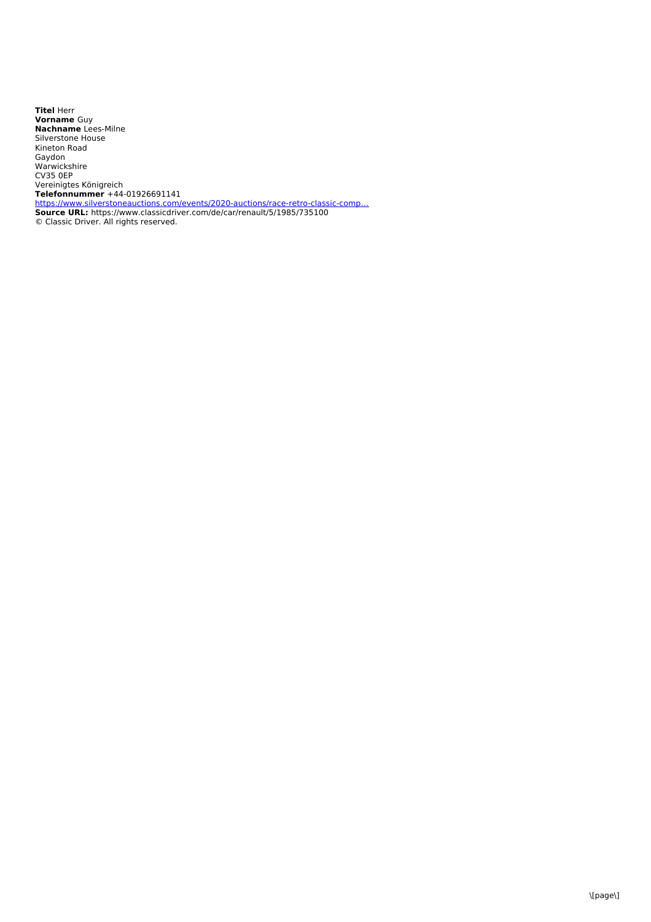**Titel** Herr
**Vorname** Guy
**Nachname** Lees-Milne
Silverstone House
Kineton Road
Gaydon
Warwickshire
CV35 0EP
Vereinigtes Königreich
**Telefonnummer** +44-01926691141
https://www.silverstoneauctions.com/events/2020-auctions/race-retro-classic-comp...
**Source URL:** https://www.classicdriver.com/de/car/renault/5/1985/735100
© Classic Driver. All rights reserved.